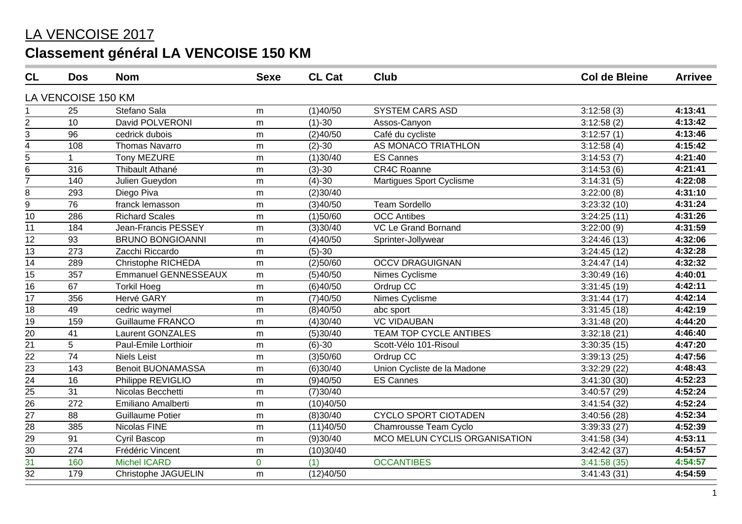LA VENCOISE 2017

# Classement général LA VENCOISE 150 KM

| CL | Dos | Nom | Sexe | CL Cat | Club | Col de Bleine | Arrivee |
|---|---|---|---|---|---|---|---|
| LA VENCOISE 150 KM | | | | | | | |
| 1 | 25 | Stefano Sala | m | (1)40/50 | SYSTEM CARS ASD | 3:12:58 (3) | **4:13:41** |
| 2 | 10 | David POLVERONI | m | (1)-30 | Assos-Canyon | 3:12:58 (2) | **4:13:42** |
| 3 | 96 | cedrick dubois | m | (2)40/50 | Café du cycliste | 3:12:57 (1) | **4:13:46** |
| 4 | 108 | Thomas Navarro | m | (2)-30 | AS MONACO TRIATHLON | 3:12:58 (4) | **4:15:42** |
| 5 | 1 | Tony MEZURE | m | (1)30/40 | ES Cannes | 3:14:53 (7) | **4:21:40** |
| 6 | 316 | Thibault Athané | m | (3)-30 | CR4C Roanne | 3:14:53 (6) | **4:21:41** |
| 7 | 140 | Julien Gueydon | m | (4)-30 | Martigues Sport Cyclisme | 3:14:31 (5) | **4:22:08** |
| 8 | 293 | Diego Piva | m | (2)30/40 | | 3:22:00 (8) | **4:31:10** |
| 9 | 76 | franck lemasson | m | (3)40/50 | Team Sordello | 3:23:32 (10) | **4:31:24** |
| 10 | 286 | Richard Scales | m | (1)50/60 | OCC Antibes | 3:24:25 (11) | **4:31:26** |
| 11 | 184 | Jean-Francis PESSEY | m | (3)30/40 | VC Le Grand Bornand | 3:22:00 (9) | **4:31:59** |
| 12 | 93 | BRUNO BONGIOANNI | m | (4)40/50 | Sprinter-Jollywear | 3:24:46 (13) | **4:32:06** |
| 13 | 273 | Zacchi Riccardo | m | (5)-30 | | 3:24:45 (12) | **4:32:28** |
| 14 | 289 | Christophe RICHEDA | m | (2)50/60 | OCCV DRAGUIGNAN | 3:24:47 (14) | **4:32:32** |
| 15 | 357 | Emmanuel GENNESSEAUX | m | (5)40/50 | Nimes Cyclisme | 3:30:49 (16) | **4:40:01** |
| 16 | 67 | Torkil Hoeg | m | (6)40/50 | Ordrup CC | 3:31:45 (19) | **4:42:11** |
| 17 | 356 | Hervé GARY | m | (7)40/50 | Nimes Cyclisme | 3:31:44 (17) | **4:42:14** |
| 18 | 49 | cedric waymel | m | (8)40/50 | abc sport | 3:31:45 (18) | **4:42:19** |
| 19 | 159 | Guillaume FRANCO | m | (4)30/40 | VC VIDAUBAN | 3:31:48 (20) | **4:44:20** |
| 20 | 41 | Laurent GONZALES | m | (5)30/40 | TEAM TOP CYCLE ANTIBES | 3:32:18 (21) | **4:46:40** |
| 21 | 5 | Paul-Emile Lorthioir | m | (6)-30 | Scott-Vélo 101-Risoul | 3:30:35 (15) | **4:47:20** |
| 22 | 74 | Niels Leist | m | (3)50/60 | Ordrup CC | 3:39:13 (25) | **4:47:56** |
| 23 | 143 | Benoit BUONAMASSA | m | (6)30/40 | Union Cycliste de la Madone | 3:32:29 (22) | **4:48:43** |
| 24 | 16 | Philippe REVIGLIO | m | (9)40/50 | ES Cannes | 3:41:30 (30) | **4:52:23** |
| 25 | 31 | Nicolas Becchetti | m | (7)30/40 | | 3:40:57 (29) | **4:52:24** |
| 26 | 272 | Emiliano Amalberti | m | (10)40/50 | | 3:41:54 (32) | **4:52:24** |
| 27 | 88 | Guillaume Potier | m | (8)30/40 | CYCLO SPORT CIOTADEN | 3:40:56 (28) | **4:52:34** |
| 28 | 385 | Nicolas FINE | m | (11)40/50 | Chamrousse Team Cyclo | 3:39:33 (27) | **4:52:39** |
| 29 | 91 | Cyril Bascop | m | (9)30/40 | MCO MELUN CYCLIS ORGANISATION | 3:41:58 (34) | **4:53:11** |
| 30 | 274 | Frédéric Vincent | m | (10)30/40 | | 3:42:42 (37) | **4:54:57** |
| 31 | 160 | Michel ICARD | 0 | (1) | OCCANTIBES | 3:41:58 (35) | **4:54:57** |
| 32 | 179 | Christophe JAGUELIN | m | (12)40/50 | | 3:41:43 (31) | **4:54:59** |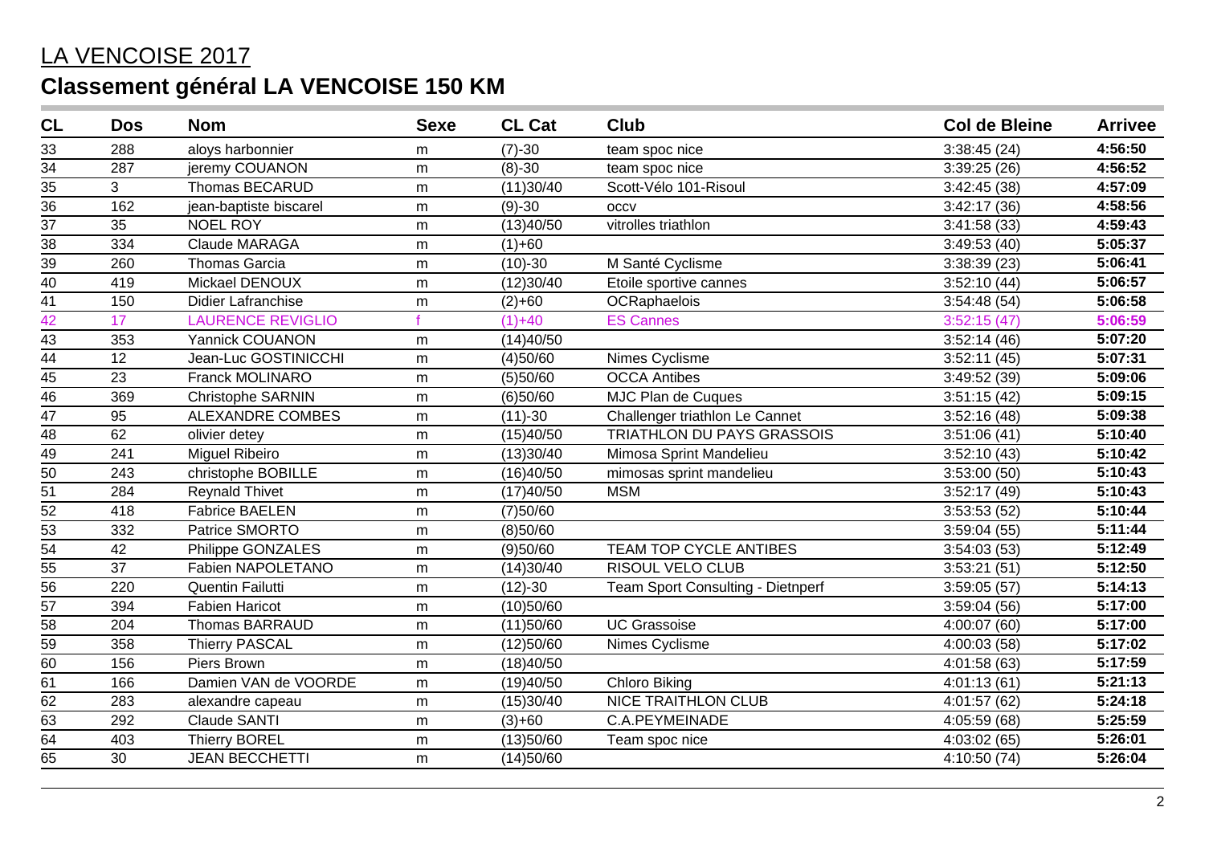# LA VENCOISE 2017

## Classement général LA VENCOISE 150 KM

| CL | Dos | Nom | Sexe | CL Cat | Club | Col de Bleine | Arrivee |
|---|---|---|---|---|---|---|---|
| 33 | 288 | aloys harbonnier | m | (7)-30 | team spoc nice | 3:38:45 (24) | **4:56:50** |
| 34 | 287 | jeremy COUANON | m | (8)-30 | team spoc nice | 3:39:25 (26) | **4:56:52** |
| 35 | 3 | Thomas BECARUD | m | (11)30/40 | Scott-Vélo 101-Risoul | 3:42:45 (38) | **4:57:09** |
| 36 | 162 | jean-baptiste biscarel | m | (9)-30 | occv | 3:42:17 (36) | **4:58:56** |
| 37 | 35 | NOEL ROY | m | (13)40/50 | vitrolles triathlon | 3:41:58 (33) | **4:59:43** |
| 38 | 334 | Claude MARAGA | m | (1)+60 | | 3:49:53 (40) | **5:05:37** |
| 39 | 260 | Thomas Garcia | m | (10)-30 | M Santé Cyclisme | 3:38:39 (23) | **5:06:41** |
| 40 | 419 | Mickael DENOUX | m | (12)30/40 | Etoile sportive cannes | 3:52:10 (44) | **5:06:57** |
| 41 | 150 | Didier Lafranchise | m | (2)+60 | OCRaphaelois | 3:54:48 (54) | **5:06:58** |
| 42 | 17 | LAURENCE REVIGLIO | f | (1)+40 | ES Cannes | 3:52:15 (47) | **5:06:59** |
| 43 | 353 | Yannick COUANON | m | (14)40/50 | | 3:52:14 (46) | **5:07:20** |
| 44 | 12 | Jean-Luc GOSTINICCHI | m | (4)50/60 | Nimes Cyclisme | 3:52:11 (45) | **5:07:31** |
| 45 | 23 | Franck MOLINARO | m | (5)50/60 | OCCA Antibes | 3:49:52 (39) | **5:09:06** |
| 46 | 369 | Christophe SARNIN | m | (6)50/60 | MJC Plan de Cuques | 3:51:15 (42) | **5:09:15** |
| 47 | 95 | ALEXANDRE COMBES | m | (11)-30 | Challenger triathlon Le Cannet | 3:52:16 (48) | **5:09:38** |
| 48 | 62 | olivier detey | m | (15)40/50 | TRIATHLON DU PAYS GRASSOIS | 3:51:06 (41) | **5:10:40** |
| 49 | 241 | Miguel Ribeiro | m | (13)30/40 | Mimosa Sprint Mandelieu | 3:52:10 (43) | **5:10:42** |
| 50 | 243 | christophe BOBILLE | m | (16)40/50 | mimosas sprint mandelieu | 3:53:00 (50) | **5:10:43** |
| 51 | 284 | Reynald Thivet | m | (17)40/50 | MSM | 3:52:17 (49) | **5:10:43** |
| 52 | 418 | Fabrice BAELEN | m | (7)50/60 | | 3:53:53 (52) | **5:10:44** |
| 53 | 332 | Patrice SMORTO | m | (8)50/60 | | 3:59:04 (55) | **5:11:44** |
| 54 | 42 | Philippe GONZALES | m | (9)50/60 | TEAM TOP CYCLE ANTIBES | 3:54:03 (53) | **5:12:49** |
| 55 | 37 | Fabien NAPOLETANO | m | (14)30/40 | RISOUL VELO CLUB | 3:53:21 (51) | **5:12:50** |
| 56 | 220 | Quentin Failutti | m | (12)-30 | Team Sport Consulting - Dietnperf | 3:59:05 (57) | **5:14:13** |
| 57 | 394 | Fabien Haricot | m | (10)50/60 | | 3:59:04 (56) | **5:17:00** |
| 58 | 204 | Thomas BARRAUD | m | (11)50/60 | UC Grassoise | 4:00:07 (60) | **5:17:00** |
| 59 | 358 | Thierry PASCAL | m | (12)50/60 | Nimes Cyclisme | 4:00:03 (58) | **5:17:02** |
| 60 | 156 | Piers Brown | m | (18)40/50 | | 4:01:58 (63) | **5:17:59** |
| 61 | 166 | Damien VAN de VOORDE | m | (19)40/50 | Chloro Biking | 4:01:13 (61) | **5:21:13** |
| 62 | 283 | alexandre capeau | m | (15)30/40 | NICE TRAITHLON CLUB | 4:01:57 (62) | **5:24:18** |
| 63 | 292 | Claude SANTI | m | (3)+60 | C.A.PEYMEINADE | 4:05:59 (68) | **5:25:59** |
| 64 | 403 | Thierry BOREL | m | (13)50/60 | Team spoc nice | 4:03:02 (65) | **5:26:01** |
| 65 | 30 | JEAN BECCHETTI | m | (14)50/60 | | 4:10:50 (74) | **5:26:04** |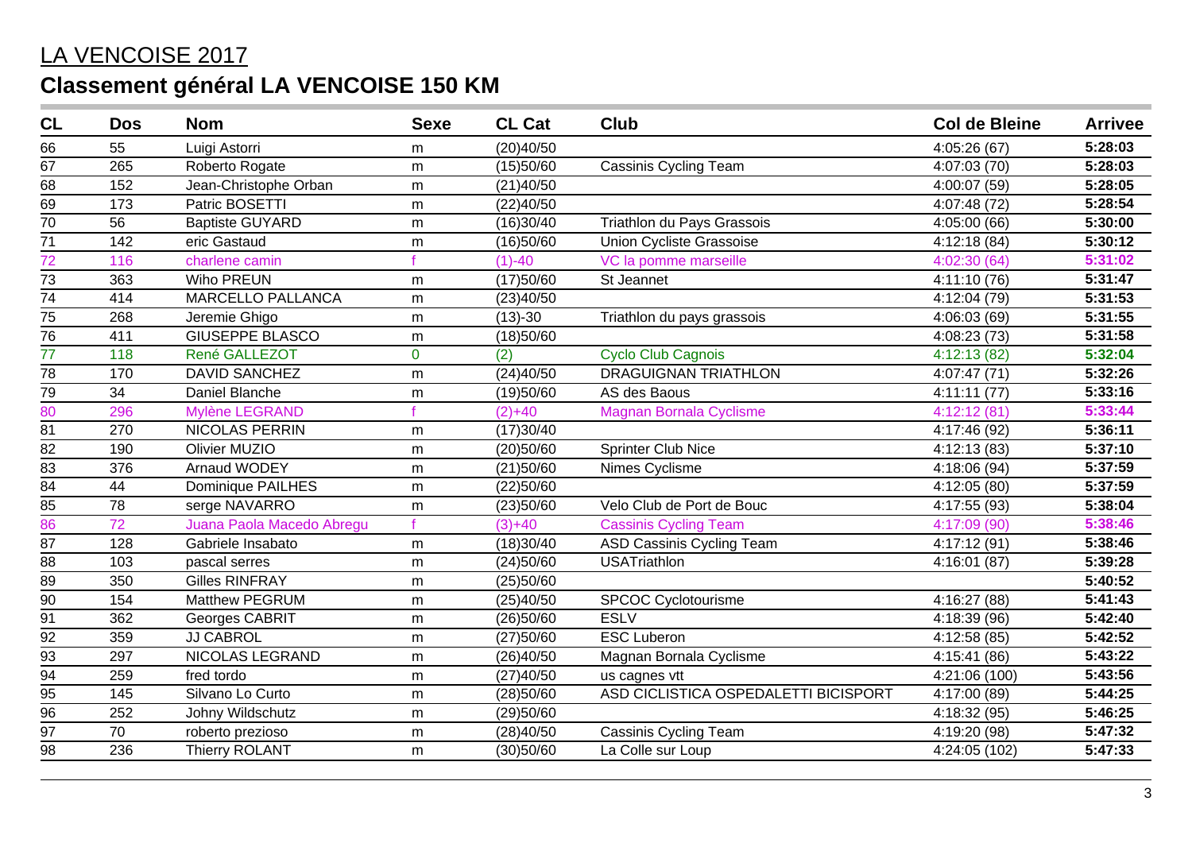# LA VENCOISE 2017

## Classement général LA VENCOISE 150 KM

| CL | Dos | Nom | Sexe | CL Cat | Club | Col de Bleine | Arrivee |
|---|---|---|---|---|---|---|---|
| 66 | 55 | Luigi Astorri | m | (20)40/50 | | 4:05:26 (67) | **5:28:03** |
| 67 | 265 | Roberto Rogate | m | (15)50/60 | Cassinis Cycling Team | 4:07:03 (70) | **5:28:03** |
| 68 | 152 | Jean-Christophe Orban | m | (21)40/50 | | 4:00:07 (59) | **5:28:05** |
| 69 | 173 | Patric BOSETTI | m | (22)40/50 | | 4:07:48 (72) | **5:28:54** |
| 70 | 56 | Baptiste GUYARD | m | (16)30/40 | Triathlon du Pays Grassois | 4:05:00 (66) | **5:30:00** |
| 71 | 142 | eric Gastaud | m | (16)50/60 | Union Cycliste Grassoise | 4:12:18 (84) | **5:30:12** |
| 72 | 116 | charlene camin | f | (1)-40 | VC la pomme marseille | 4:02:30 (64) | **5:31:02** |
| 73 | 363 | Wiho PREUN | m | (17)50/60 | St Jeannet | 4:11:10 (76) | **5:31:47** |
| 74 | 414 | MARCELLO PALLANCA | m | (23)40/50 | | 4:12:04 (79) | **5:31:53** |
| 75 | 268 | Jeremie Ghigo | m | (13)-30 | Triathlon du pays grassois | 4:06:03 (69) | **5:31:55** |
| 76 | 411 | GIUSEPPE BLASCO | m | (18)50/60 | | 4:08:23 (73) | **5:31:58** |
| 77 | 118 | René GALLEZOT | 0 | (2) | Cyclo Club Cagnois | 4:12:13 (82) | **5:32:04** |
| 78 | 170 | DAVID SANCHEZ | m | (24)40/50 | DRAGUIGNAN TRIATHLON | 4:07:47 (71) | **5:32:26** |
| 79 | 34 | Daniel Blanche | m | (19)50/60 | AS des Baous | 4:11:11 (77) | **5:33:16** |
| 80 | 296 | Mylène LEGRAND | f | (2)+40 | Magnan Bornala Cyclisme | 4:12:12 (81) | **5:33:44** |
| 81 | 270 | NICOLAS PERRIN | m | (17)30/40 | | 4:17:46 (92) | **5:36:11** |
| 82 | 190 | Olivier MUZIO | m | (20)50/60 | Sprinter Club Nice | 4:12:13 (83) | **5:37:10** |
| 83 | 376 | Arnaud WODEY | m | (21)50/60 | Nimes Cyclisme | 4:18:06 (94) | **5:37:59** |
| 84 | 44 | Dominique PAILHES | m | (22)50/60 | | 4:12:05 (80) | **5:37:59** |
| 85 | 78 | serge NAVARRO | m | (23)50/60 | Velo Club de Port de Bouc | 4:17:55 (93) | **5:38:04** |
| 86 | 72 | Juana Paola Macedo Abregu | f | (3)+40 | Cassinis Cycling Team | 4:17:09 (90) | **5:38:46** |
| 87 | 128 | Gabriele Insabato | m | (18)30/40 | ASD Cassinis Cycling Team | 4:17:12 (91) | **5:38:46** |
| 88 | 103 | pascal serres | m | (24)50/60 | USATriathlon | 4:16:01 (87) | **5:39:28** |
| 89 | 350 | Gilles RINFRAY | m | (25)50/60 | | | **5:40:52** |
| 90 | 154 | Matthew PEGRUM | m | (25)40/50 | SPCOC Cyclotourisme | 4:16:27 (88) | **5:41:43** |
| 91 | 362 | Georges CABRIT | m | (26)50/60 | ESLV | 4:18:39 (96) | **5:42:40** |
| 92 | 359 | JJ CABROL | m | (27)50/60 | ESC Luberon | 4:12:58 (85) | **5:42:52** |
| 93 | 297 | NICOLAS LEGRAND | m | (26)40/50 | Magnan Bornala Cyclisme | 4:15:41 (86) | **5:43:22** |
| 94 | 259 | fred tordo | m | (27)40/50 | us cagnes vtt | 4:21:06 (100) | **5:43:56** |
| 95 | 145 | Silvano Lo Curto | m | (28)50/60 | ASD CICLISTICA OSPEDALETTI BICISPORT | 4:17:00 (89) | **5:44:25** |
| 96 | 252 | Johny Wildschutz | m | (29)50/60 | | 4:18:32 (95) | **5:46:25** |
| 97 | 70 | roberto prezioso | m | (28)40/50 | Cassinis Cycling Team | 4:19:20 (98) | **5:47:32** |
| 98 | 236 | Thierry ROLANT | m | (30)50/60 | La Colle sur Loup | 4:24:05 (102) | **5:47:33** |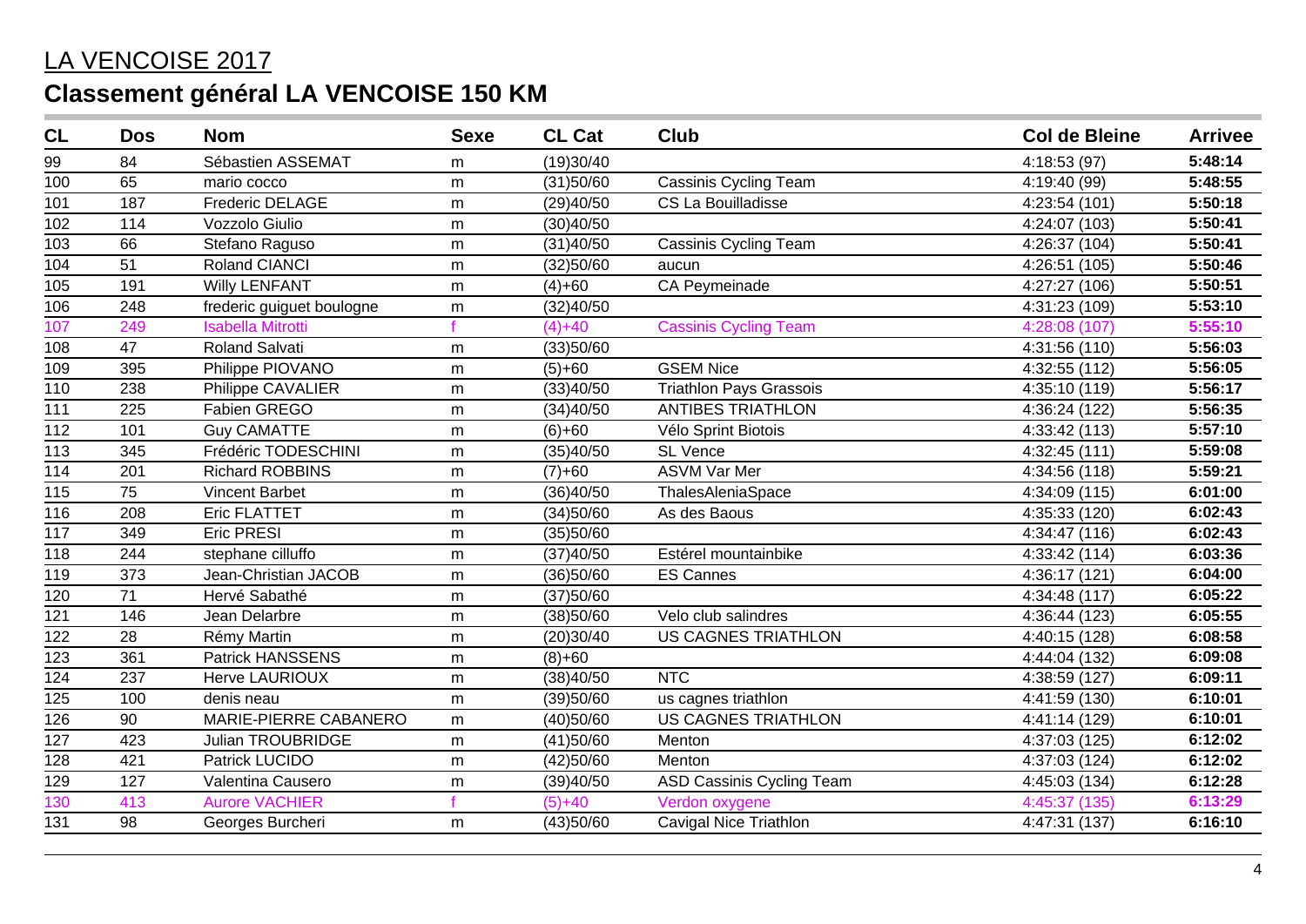# LA VENCOISE 2017

## Classement général LA VENCOISE 150 KM

| CL | Dos | Nom | Sexe | CL Cat | Club | Col de Bleine | Arrivee |
|---|---|---|---|---|---|---|---|
| 99 | 84 | Sébastien ASSEMAT | m | (19)30/40 | | 4:18:53 (97) | **5:48:14** |
| 100 | 65 | mario cocco | m | (31)50/60 | Cassinis Cycling Team | 4:19:40 (99) | **5:48:55** |
| 101 | 187 | Frederic DELAGE | m | (29)40/50 | CS La Bouilladisse | 4:23:54 (101) | **5:50:18** |
| 102 | 114 | Vozzolo Giulio | m | (30)40/50 | | 4:24:07 (103) | **5:50:41** |
| 103 | 66 | Stefano Raguso | m | (31)40/50 | Cassinis Cycling Team | 4:26:37 (104) | **5:50:41** |
| 104 | 51 | Roland CIANCI | m | (32)50/60 | aucun | 4:26:51 (105) | **5:50:46** |
| 105 | 191 | Willy LENFANT | m | (4)+60 | CA Peymeinade | 4:27:27 (106) | **5:50:51** |
| 106 | 248 | frederic guiguet boulogne | m | (32)40/50 | | 4:31:23 (109) | **5:53:10** |
| 107 | 249 | Isabella Mitrotti | f | (4)+40 | Cassinis Cycling Team | 4:28:08 (107) | **5:55:10** |
| 108 | 47 | Roland Salvati | m | (33)50/60 | | 4:31:56 (110) | **5:56:03** |
| 109 | 395 | Philippe PIOVANO | m | (5)+60 | GSEM Nice | 4:32:55 (112) | **5:56:05** |
| 110 | 238 | Philippe CAVALIER | m | (33)40/50 | Triathlon Pays Grassois | 4:35:10 (119) | **5:56:17** |
| 111 | 225 | Fabien GREGO | m | (34)40/50 | ANTIBES TRIATHLON | 4:36:24 (122) | **5:56:35** |
| 112 | 101 | Guy CAMATTE | m | (6)+60 | Vélo Sprint Biotois | 4:33:42 (113) | **5:57:10** |
| 113 | 345 | Frédéric TODESCHINI | m | (35)40/50 | SL Vence | 4:32:45 (111) | **5:59:08** |
| 114 | 201 | Richard ROBBINS | m | (7)+60 | ASVM Var Mer | 4:34:56 (118) | **5:59:21** |
| 115 | 75 | Vincent Barbet | m | (36)40/50 | ThalesAleniaSpace | 4:34:09 (115) | **6:01:00** |
| 116 | 208 | Eric FLATTET | m | (34)50/60 | As des Baous | 4:35:33 (120) | **6:02:43** |
| 117 | 349 | Eric PRESI | m | (35)50/60 | | 4:34:47 (116) | **6:02:43** |
| 118 | 244 | stephane cilluffo | m | (37)40/50 | Estérel mountainbike | 4:33:42 (114) | **6:03:36** |
| 119 | 373 | Jean-Christian JACOB | m | (36)50/60 | ES Cannes | 4:36:17 (121) | **6:04:00** |
| 120 | 71 | Hervé Sabathé | m | (37)50/60 | | 4:34:48 (117) | **6:05:22** |
| 121 | 146 | Jean Delarbre | m | (38)50/60 | Velo club salindres | 4:36:44 (123) | **6:05:55** |
| 122 | 28 | Rémy Martin | m | (20)30/40 | US CAGNES TRIATHLON | 4:40:15 (128) | **6:08:58** |
| 123 | 361 | Patrick HANSSENS | m | (8)+60 | | 4:44:04 (132) | **6:09:08** |
| 124 | 237 | Herve LAURIOUX | m | (38)40/50 | NTC | 4:38:59 (127) | **6:09:11** |
| 125 | 100 | denis neau | m | (39)50/60 | us cagnes triathlon | 4:41:59 (130) | **6:10:01** |
| 126 | 90 | MARIE-PIERRE CABANERO | m | (40)50/60 | US CAGNES TRIATHLON | 4:41:14 (129) | **6:10:01** |
| 127 | 423 | Julian TROUBRIDGE | m | (41)50/60 | Menton | 4:37:03 (125) | **6:12:02** |
| 128 | 421 | Patrick LUCIDO | m | (42)50/60 | Menton | 4:37:03 (124) | **6:12:02** |
| 129 | 127 | Valentina Causero | m | (39)40/50 | ASD Cassinis Cycling Team | 4:45:03 (134) | **6:12:28** |
| 130 | 413 | Aurore VACHIER | f | (5)+40 | Verdon oxygene | 4:45:37 (135) | **6:13:29** |
| 131 | 98 | Georges Burcheri | m | (43)50/60 | Cavigal Nice Triathlon | 4:47:31 (137) | **6:16:10** |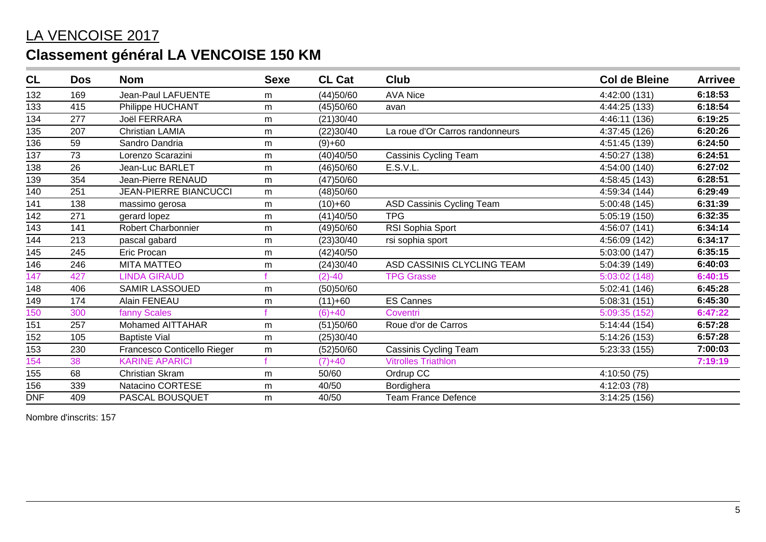# LA VENCOISE 2017

## Classement général LA VENCOISE 150 KM

| CL | Dos | Nom | Sexe | CL Cat | Club | Col de Bleine | Arrivee |
|---|---|---|---|---|---|---|---|
| 132 | 169 | Jean-Paul LAFUENTE | m | (44)50/60 | AVA Nice | 4:42:00 (131) | **6:18:53** |
| 133 | 415 | Philippe HUCHANT | m | (45)50/60 | avan | 4:44:25 (133) | **6:18:54** |
| 134 | 277 | Joël FERRARA | m | (21)30/40 | | 4:46:11 (136) | **6:19:25** |
| 135 | 207 | Christian LAMIA | m | (22)30/40 | La roue d'Or Carros randonneurs | 4:37:45 (126) | **6:20:26** |
| 136 | 59 | Sandro Dandria | m | (9)+60 | | 4:51:45 (139) | **6:24:50** |
| 137 | 73 | Lorenzo Scarazini | m | (40)40/50 | Cassinis Cycling Team | 4:50:27 (138) | **6:24:51** |
| 138 | 26 | Jean-Luc BARLET | m | (46)50/60 | E.S.V.L. | 4:54:00 (140) | **6:27:02** |
| 139 | 354 | Jean-Pierre RENAUD | m | (47)50/60 | | 4:58:45 (143) | **6:28:51** |
| 140 | 251 | JEAN-PIERRE BIANCUCCI | m | (48)50/60 | | 4:59:34 (144) | **6:29:49** |
| 141 | 138 | massimo gerosa | m | (10)+60 | ASD Cassinis Cycling Team | 5:00:48 (145) | **6:31:39** |
| 142 | 271 | gerard lopez | m | (41)40/50 | TPG | 5:05:19 (150) | **6:32:35** |
| 143 | 141 | Robert Charbonnier | m | (49)50/60 | RSI Sophia Sport | 4:56:07 (141) | **6:34:14** |
| 144 | 213 | pascal gabard | m | (23)30/40 | rsi sophia sport | 4:56:09 (142) | **6:34:17** |
| 145 | 245 | Eric Procan | m | (42)40/50 | | 5:03:00 (147) | **6:35:15** |
| 146 | 246 | MITA MATTEO | m | (24)30/40 | ASD CASSINIS CLYCLING TEAM | 5:04:39 (149) | **6:40:03** |
| 147 | 427 | LINDA GIRAUD | f | (2)-40 | TPG Grasse | 5:03:02 (148) | **6:40:15** |
| 148 | 406 | SAMIR LASSOUED | m | (50)50/60 | | 5:02:41 (146) | **6:45:28** |
| 149 | 174 | Alain FENEAU | m | (11)+60 | ES Cannes | 5:08:31 (151) | **6:45:30** |
| 150 | 300 | fanny Scales | f | (6)+40 | Coventri | 5:09:35 (152) | **6:47:22** |
| 151 | 257 | Mohamed AITTAHAR | m | (51)50/60 | Roue d'or de Carros | 5:14:44 (154) | **6:57:28** |
| 152 | 105 | Baptiste Vial | m | (25)30/40 | | 5:14:26 (153) | **6:57:28** |
| 153 | 230 | Francesco Conticello Rieger | m | (52)50/60 | Cassinis Cycling Team | 5:23:33 (155) | **7:00:03** |
| 154 | 38 | KARINE APARICI | f | (7)+40 | Vitrolles Triathlon | | **7:19:19** |
| 155 | 68 | Christian Skram | m | 50/60 | Ordrup CC | 4:10:50 (75) | |
| 156 | 339 | Natacino CORTESE | m | 40/50 | Bordighera | 4:12:03 (78) | |
| DNF | 409 | PASCAL BOUSQUET | m | 40/50 | Team France Defence | 3:14:25 (156) | |

Nombre d'inscrits: 157